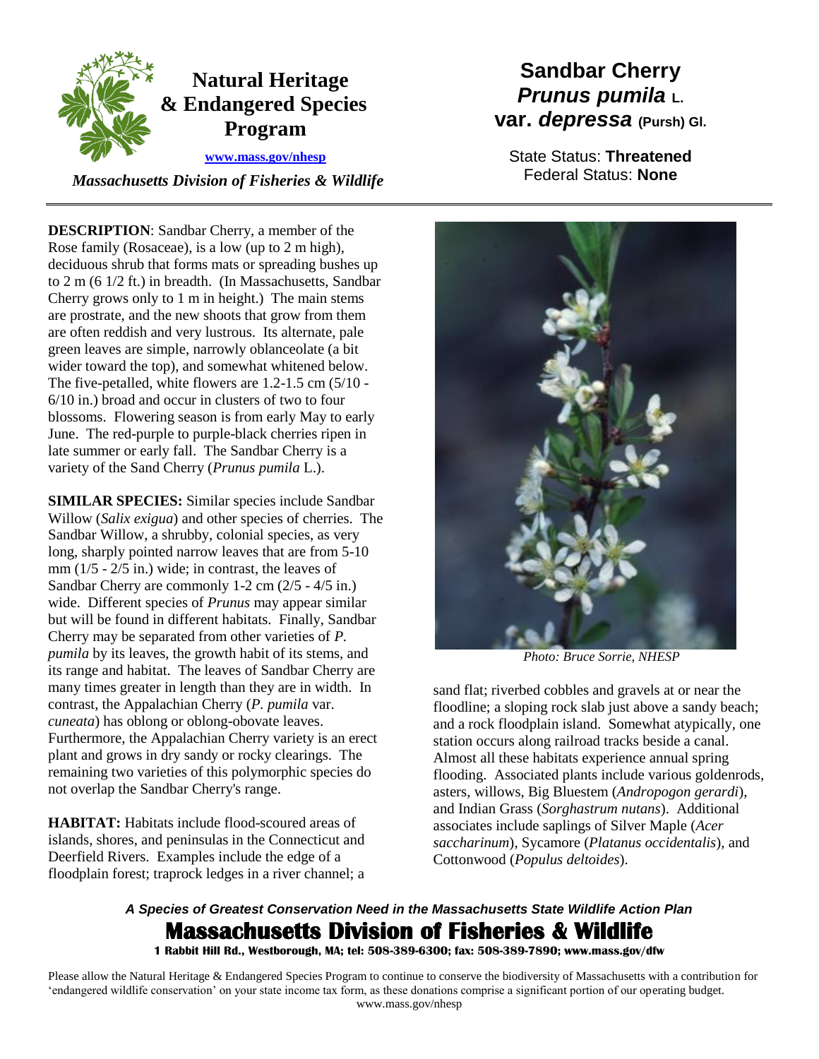# Natural Heritage & Endangered Species Program

www.mass.gov/nhesp

*Massachusetts Division of Fisheries & Wildlife*

# Sandbar Cherry
## *Prunus pumila* L. var. *depressa* (Pursh) Gl.

State Status: **Threatened**
Federal Status: **None**

**DESCRIPTION**: Sandbar Cherry, a member of the Rose family (Rosaceae), is a low (up to 2 m high), deciduous shrub that forms mats or spreading bushes up to 2 m (6 1/2 ft.) in breadth. (In Massachusetts, Sandbar Cherry grows only to 1 m in height.) The main stems are prostrate, and the new shoots that grow from them are often reddish and very lustrous. Its alternate, pale green leaves are simple, narrowly oblanceolate (a bit wider toward the top), and somewhat whitened below. The five-petalled, white flowers are 1.2-1.5 cm (5/10 - 6/10 in.) broad and occur in clusters of two to four blossoms. Flowering season is from early May to early June. The red-purple to purple-black cherries ripen in late summer or early fall. The Sandbar Cherry is a variety of the Sand Cherry (*Prunus pumila* L.).

**SIMILAR SPECIES:** Similar species include Sandbar Willow (*Salix exigua*) and other species of cherries. The Sandbar Willow, a shrubby, colonial species, as very long, sharply pointed narrow leaves that are from 5-10 mm (1/5 - 2/5 in.) wide; in contrast, the leaves of Sandbar Cherry are commonly 1-2 cm (2/5 - 4/5 in.) wide. Different species of *Prunus* may appear similar but will be found in different habitats. Finally, Sandbar Cherry may be separated from other varieties of *P. pumila* by its leaves, the growth habit of its stems, and its range and habitat. The leaves of Sandbar Cherry are many times greater in length than they are in width. In contrast, the Appalachian Cherry (*P. pumila* var. *cuneata*) has oblong or oblong-obovate leaves. Furthermore, the Appalachian Cherry variety is an erect plant and grows in dry sandy or rocky clearings. The remaining two varieties of this polymorphic species do not overlap the Sandbar Cherry's range.

**HABITAT:** Habitats include flood-scoured areas of islands, shores, and peninsulas in the Connecticut and Deerfield Rivers. Examples include the edge of a floodplain forest; traprock ledges in a river channel; a sand flat; riverbed cobbles and gravels at or near the floodline; a sloping rock slab just above a sandy beach; and a rock floodplain island. Somewhat atypically, one station occurs along railroad tracks beside a canal. Almost all these habitats experience annual spring flooding. Associated plants include various goldenrods, asters, willows, Big Bluestem (*Andropogon gerardi*), and Indian Grass (*Sorghastrum nutans*). Additional associates include saplings of Silver Maple (*Acer saccharinum*), Sycamore (*Platanus occidentalis*), and Cottonwood (*Populus deltoides*).

*Photo: Bruce Sorrie, NHESP*

***A Species of Greatest Conservation Need in the Massachusetts State Wildlife Action Plan***

**Massachusetts Division of Fisheries & Wildlife**

**1 Rabbit Hill Rd., Westborough, MA; tel: 508-389-6300; fax: 508-389-7890; www.mass.gov/dfw**

Please allow the Natural Heritage & Endangered Species Program to continue to conserve the biodiversity of Massachusetts with a contribution for 'endangered wildlife conservation' on your state income tax form, as these donations comprise a significant portion of our operating budget. www.mass.gov/nhesp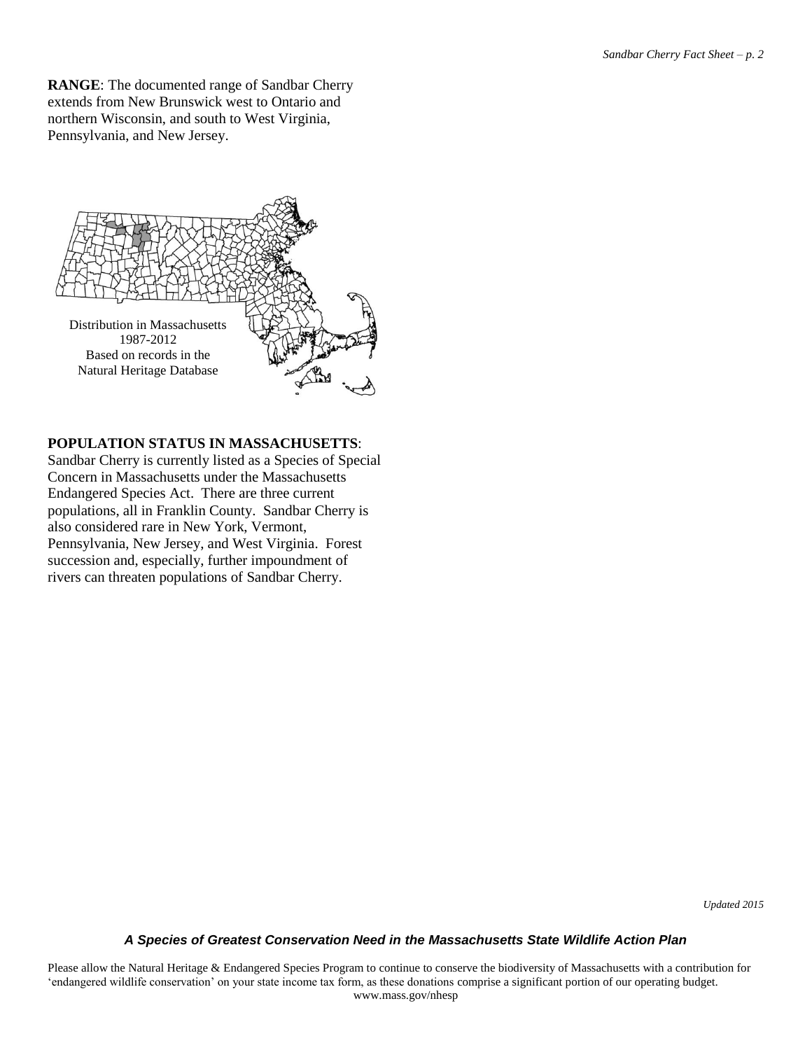**RANGE**: The documented range of Sandbar Cherry extends from New Brunswick west to Ontario and northern Wisconsin, and south to West Virginia, Pennsylvania, and New Jersey.

Distribution in Massachusetts
1987-2012
Based on records in the
Natural Heritage Database

**POPULATION STATUS IN MASSACHUSETTS**: Sandbar Cherry is currently listed as a Species of Special Concern in Massachusetts under the Massachusetts Endangered Species Act. There are three current populations, all in Franklin County. Sandbar Cherry is also considered rare in New York, Vermont, Pennsylvania, New Jersey, and West Virginia. Forest succession and, especially, further impoundment of rivers can threaten populations of Sandbar Cherry.

*Updated 2015*

***A Species of Greatest Conservation Need in the Massachusetts State Wildlife Action Plan***

Please allow the Natural Heritage & Endangered Species Program to continue to conserve the biodiversity of Massachusetts with a contribution for 'endangered wildlife conservation' on your state income tax form, as these donations comprise a significant portion of our operating budget.
www.mass.gov/nhesp